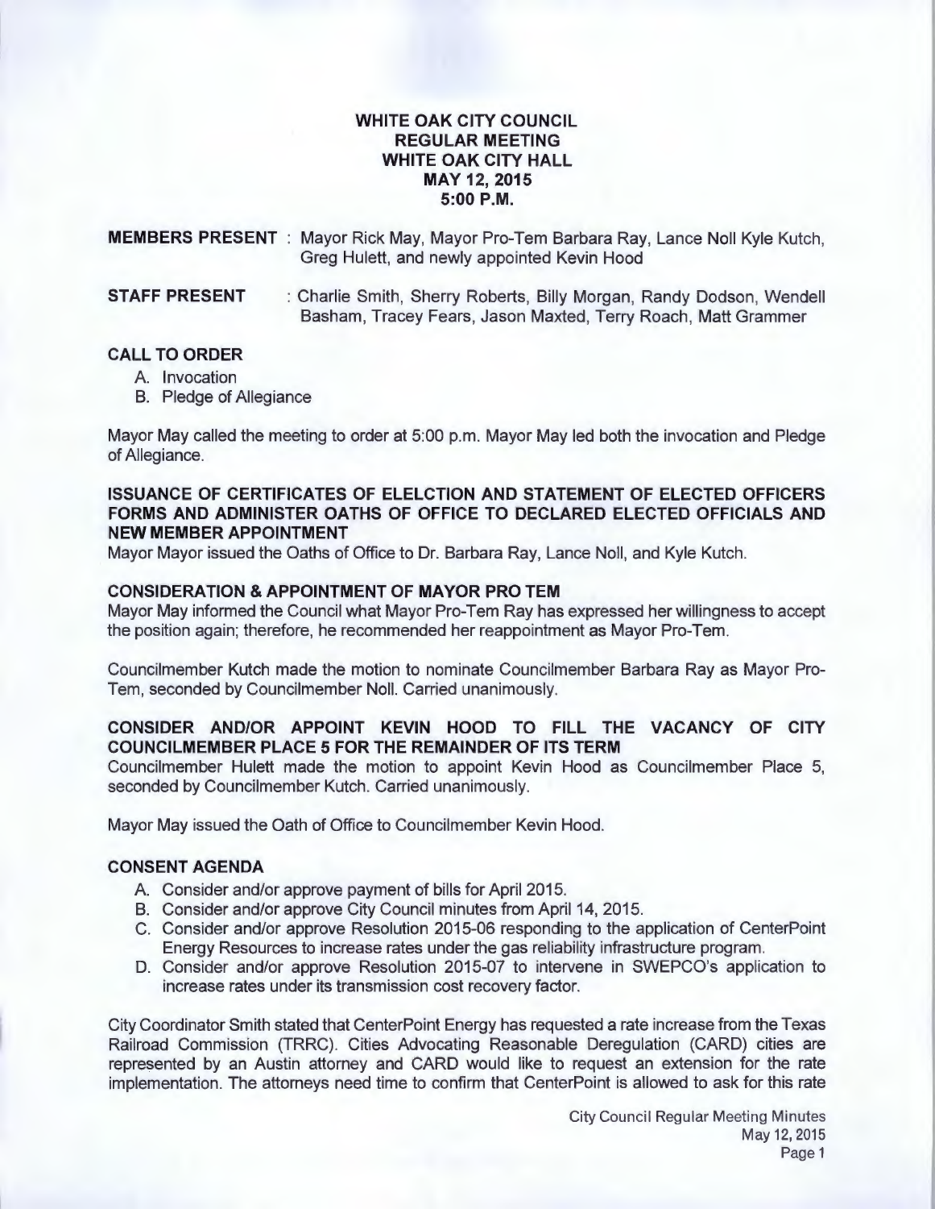# WHITE OAK CITY COUNCIL
## REGULAR MEETING
## WHITE OAK CITY HALL
## MAY 12, 2015
## 5:00 P.M.

**MEMBERS PRESENT** : Mayor Rick May, Mayor Pro-Tem Barbara Ray, Lance Noll Kyle Kutch, Greg Hulett, and newly appointed Kevin Hood

**STAFF PRESENT** : Charlie Smith, Sherry Roberts, Billy Morgan, Randy Dodson, Wendell Basham, Tracey Fears, Jason Maxted, Terry Roach, Matt Grammer

### CALL TO ORDER

A. Invocation
B. Pledge of Allegiance

Mayor May called the meeting to order at 5:00 p.m. Mayor May led both the invocation and Pledge of Allegiance.

### ISSUANCE OF CERTIFICATES OF ELELCTION AND STATEMENT OF ELECTED OFFICERS FORMS AND ADMINISTER OATHS OF OFFICE TO DECLARED ELECTED OFFICIALS AND NEW MEMBER APPOINTMENT

Mayor Mayor issued the Oaths of Office to Dr. Barbara Ray, Lance Noll, and Kyle Kutch.

### CONSIDERATION & APPOINTMENT OF MAYOR PRO TEM

Mayor May informed the Council what Mayor Pro-Tem Ray has expressed her willingness to accept the position again; therefore, he recommended her reappointment as Mayor Pro-Tem.

Councilmember Kutch made the motion to nominate Councilmember Barbara Ray as Mayor Pro-Tem, seconded by Councilmember Noll. Carried unanimously.

### CONSIDER AND/OR APPOINT KEVIN HOOD TO FILL THE VACANCY OF CITY COUNCILMEMBER PLACE 5 FOR THE REMAINDER OF ITS TERM

Councilmember Hulett made the motion to appoint Kevin Hood as Councilmember Place 5, seconded by Councilmember Kutch. Carried unanimously.

Mayor May issued the Oath of Office to Councilmember Kevin Hood.

### CONSENT AGENDA

A. Consider and/or approve payment of bills for April 2015.
B. Consider and/or approve City Council minutes from April 14, 2015.
C. Consider and/or approve Resolution 2015-06 responding to the application of CenterPoint Energy Resources to increase rates under the gas reliability infrastructure program.
D. Consider and/or approve Resolution 2015-07 to intervene in SWEPCO's application to increase rates under its transmission cost recovery factor.

City Coordinator Smith stated that CenterPoint Energy has requested a rate increase from the Texas Railroad Commission (TRRC). Cities Advocating Reasonable Deregulation (CARD) cities are represented by an Austin attorney and CARD would like to request an extension for the rate implementation. The attorneys need time to confirm that CenterPoint is allowed to ask for this rate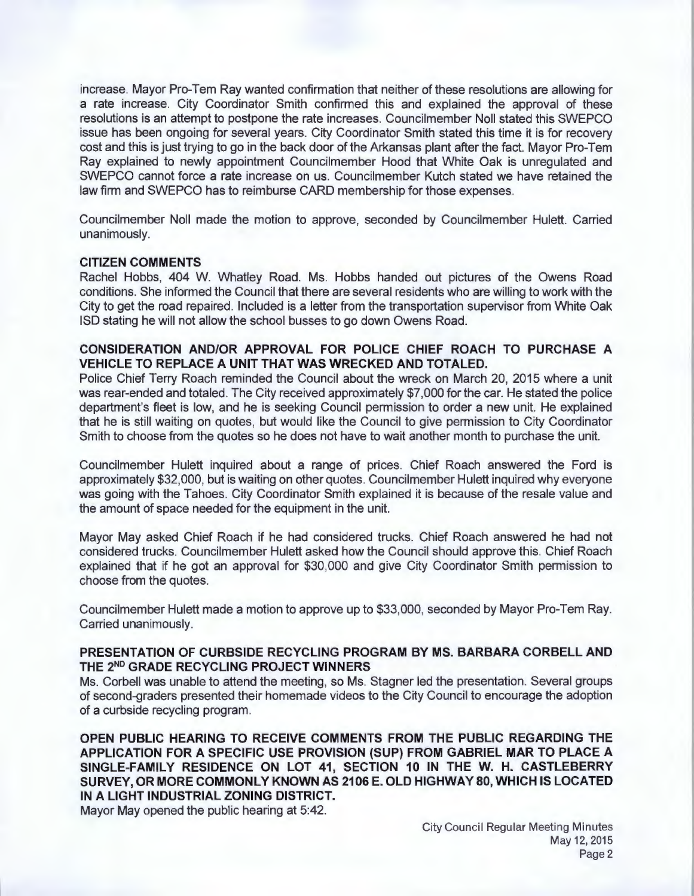increase. Mayor Pro-Tem Ray wanted confirmation that neither of these resolutions are allowing for a rate increase. City Coordinator Smith confirmed this and explained the approval of these resolutions is an attempt to postpone the rate increases. Councilmember Noll stated this SWEPCO issue has been ongoing for several years. City Coordinator Smith stated this time it is for recovery cost and this is just trying to go in the back door of the Arkansas plant after the fact. Mayor Pro-Tem Ray explained to newly appointment Councilmember Hood that White Oak is unregulated and SWEPCO cannot force a rate increase on us. Councilmember Kutch stated we have retained the law firm and SWEPCO has to reimburse CARD membership for those expenses.

Councilmember Noll made the motion to approve, seconded by Councilmember Hulett. Carried unanimously.

**CITIZEN COMMENTS**

Rachel Hobbs, 404 W. Whatley Road. Ms. Hobbs handed out pictures of the Owens Road conditions. She informed the Council that there are several residents who are willing to work with the City to get the road repaired. Included is a letter from the transportation supervisor from White Oak ISD stating he will not allow the school busses to go down Owens Road.

**CONSIDERATION AND/OR APPROVAL FOR POLICE CHIEF ROACH TO PURCHASE A VEHICLE TO REPLACE A UNIT THAT WAS WRECKED AND TOTALED.**

Police Chief Terry Roach reminded the Council about the wreck on March 20, 2015 where a unit was rear-ended and totaled. The City received approximately $7,000 for the car. He stated the police department's fleet is low, and he is seeking Council permission to order a new unit. He explained that he is still waiting on quotes, but would like the Council to give permission to City Coordinator Smith to choose from the quotes so he does not have to wait another month to purchase the unit.

Councilmember Hulett inquired about a range of prices. Chief Roach answered the Ford is approximately $32,000, but is waiting on other quotes. Councilmember Hulett inquired why everyone was going with the Tahoes. City Coordinator Smith explained it is because of the resale value and the amount of space needed for the equipment in the unit.

Mayor May asked Chief Roach if he had considered trucks. Chief Roach answered he had not considered trucks. Councilmember Hulett asked how the Council should approve this. Chief Roach explained that if he got an approval for $30,000 and give City Coordinator Smith permission to choose from the quotes.

Councilmember Hulett made a motion to approve up to $33,000, seconded by Mayor Pro-Tem Ray. Carried unanimously.

**PRESENTATION OF CURBSIDE RECYCLING PROGRAM BY MS. BARBARA CORBELL AND THE 2ND GRADE RECYCLING PROJECT WINNERS**

Ms. Corbell was unable to attend the meeting, so Ms. Stagner led the presentation. Several groups of second-graders presented their homemade videos to the City Council to encourage the adoption of a curbside recycling program.

**OPEN PUBLIC HEARING TO RECEIVE COMMENTS FROM THE PUBLIC REGARDING THE APPLICATION FOR A SPECIFIC USE PROVISION (SUP) FROM GABRIEL MAR TO PLACE A SINGLE-FAMILY RESIDENCE ON LOT 41, SECTION 10 IN THE W. H. CASTLEBERRY SURVEY, OR MORE COMMONLY KNOWN AS 2106 E. OLD HIGHWAY 80, WHICH IS LOCATED IN A LIGHT INDUSTRIAL ZONING DISTRICT.**

Mayor May opened the public hearing at 5:42.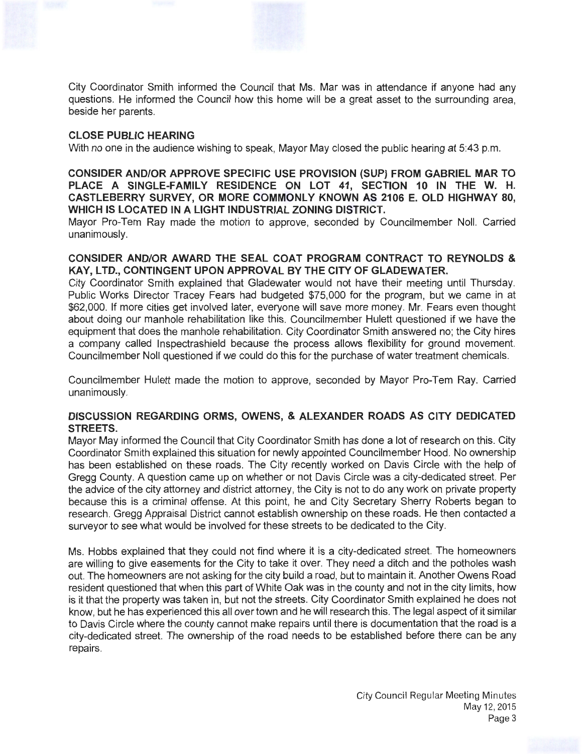City Coordinator Smith informed the Council that Ms. Mar was in attendance if anyone had any questions. He informed the Council how this home will be a great asset to the surrounding area, beside her parents.

**CLOSE PUBLIC HEARING**

With no one in the audience wishing to speak, Mayor May closed the public hearing at 5:43 p.m.

**CONSIDER AND/OR APPROVE SPECIFIC USE PROVISION (SUP) FROM GABRIEL MAR TO PLACE A SINGLE-FAMILY RESIDENCE ON LOT 41, SECTION 10 IN THE W. H. CASTLEBERRY SURVEY, OR MORE COMMONLY KNOWN AS 2106 E. OLD HIGHWAY 80, WHICH IS LOCATED IN A LIGHT INDUSTRIAL ZONING DISTRICT.**

Mayor Pro-Tem Ray made the motion to approve, seconded by Councilmember Noll. Carried unanimously.

**CONSIDER AND/OR AWARD THE SEAL COAT PROGRAM CONTRACT TO REYNOLDS & KAY, LTD., CONTINGENT UPON APPROVAL BY THE CITY OF GLADEWATER.**

City Coordinator Smith explained that Gladewater would not have their meeting until Thursday. Public Works Director Tracey Fears had budgeted $75,000 for the program, but we came in at $62,000. If more cities get involved later, everyone will save more money. Mr. Fears even thought about doing our manhole rehabilitation like this. Councilmember Hulett questioned if we have the equipment that does the manhole rehabilitation. City Coordinator Smith answered no; the City hires a company called Inspectrashield because the process allows flexibility for ground movement. Councilmember Noll questioned if we could do this for the purchase of water treatment chemicals.

Councilmember Hulett made the motion to approve, seconded by Mayor Pro-Tem Ray. Carried unanimously.

**DISCUSSION REGARDING ORMS, OWENS, & ALEXANDER ROADS AS CITY DEDICATED STREETS.**

Mayor May informed the Council that City Coordinator Smith has done a lot of research on this. City Coordinator Smith explained this situation for newly appointed Councilmember Hood. No ownership has been established on these roads. The City recently worked on Davis Circle with the help of Gregg County. A question came up on whether or not Davis Circle was a city-dedicated street. Per the advice of the city attorney and district attorney, the City is not to do any work on private property because this is a criminal offense. At this point, he and City Secretary Sherry Roberts began to research. Gregg Appraisal District cannot establish ownership on these roads. He then contacted a surveyor to see what would be involved for these streets to be dedicated to the City.

Ms. Hobbs explained that they could not find where it is a city-dedicated street. The homeowners are willing to give easements for the City to take it over. They need a ditch and the potholes wash out. The homeowners are not asking for the city build a road, but to maintain it. Another Owens Road resident questioned that when this part of White Oak was in the county and not in the city limits, how is it that the property was taken in, but not the streets. City Coordinator Smith explained he does not know, but he has experienced this all over town and he will research this. The legal aspect of it similar to Davis Circle where the county cannot make repairs until there is documentation that the road is a city-dedicated street. The ownership of the road needs to be established before there can be any repairs.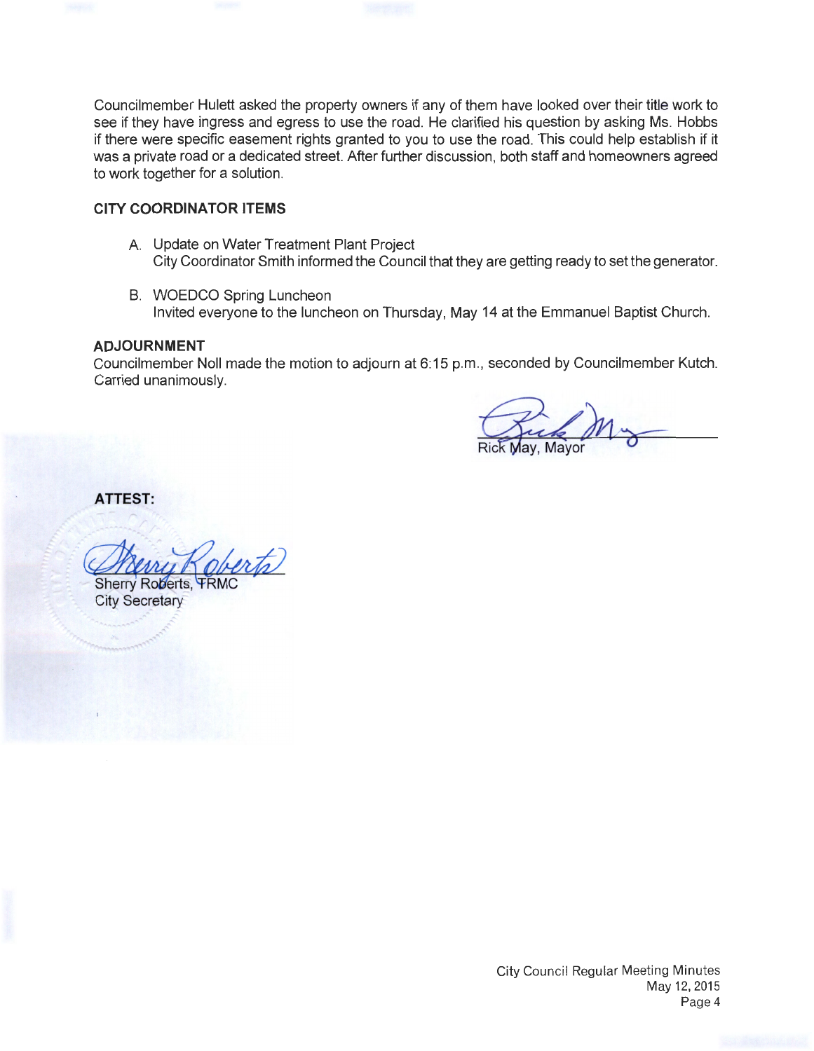Councilmember Hulett asked the property owners if any of them have looked over their title work to see if they have ingress and egress to use the road. He clarified his question by asking Ms. Hobbs if there were specific easement rights granted to you to use the road. This could help establish if it was a private road or a dedicated street. After further discussion, both staff and homeowners agreed to work together for a solution.

## CITY COORDINATOR ITEMS

A. Update on Water Treatment Plant Project
City Coordinator Smith informed the Council that they are getting ready to set the generator.

B. WOEDCO Spring Luncheon
Invited everyone to the luncheon on Thursday, May 14 at the Emmanuel Baptist Church.

## ADJOURNMENT

Councilmember Noll made the motion to adjourn at 6:15 p.m., seconded by Councilmember Kutch. Carried unanimously.

Rick May, Mayor

**ATTEST:**

Sherry Roberts, TRMC
City Secretary